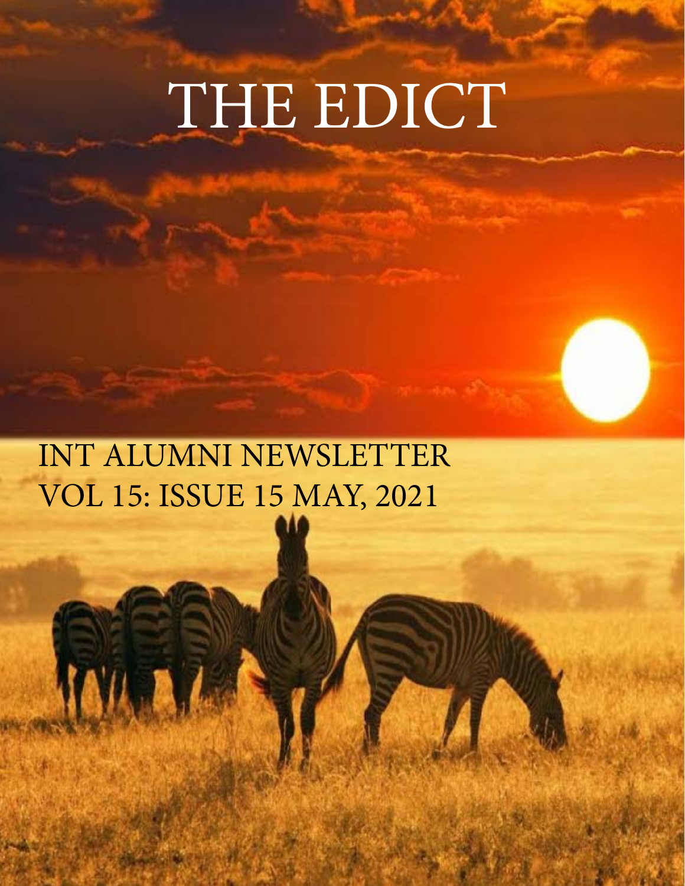# THE EDICT

INT ALUMNI NEWSLETTER
VOL 15: ISSUE 15 MAY, 2021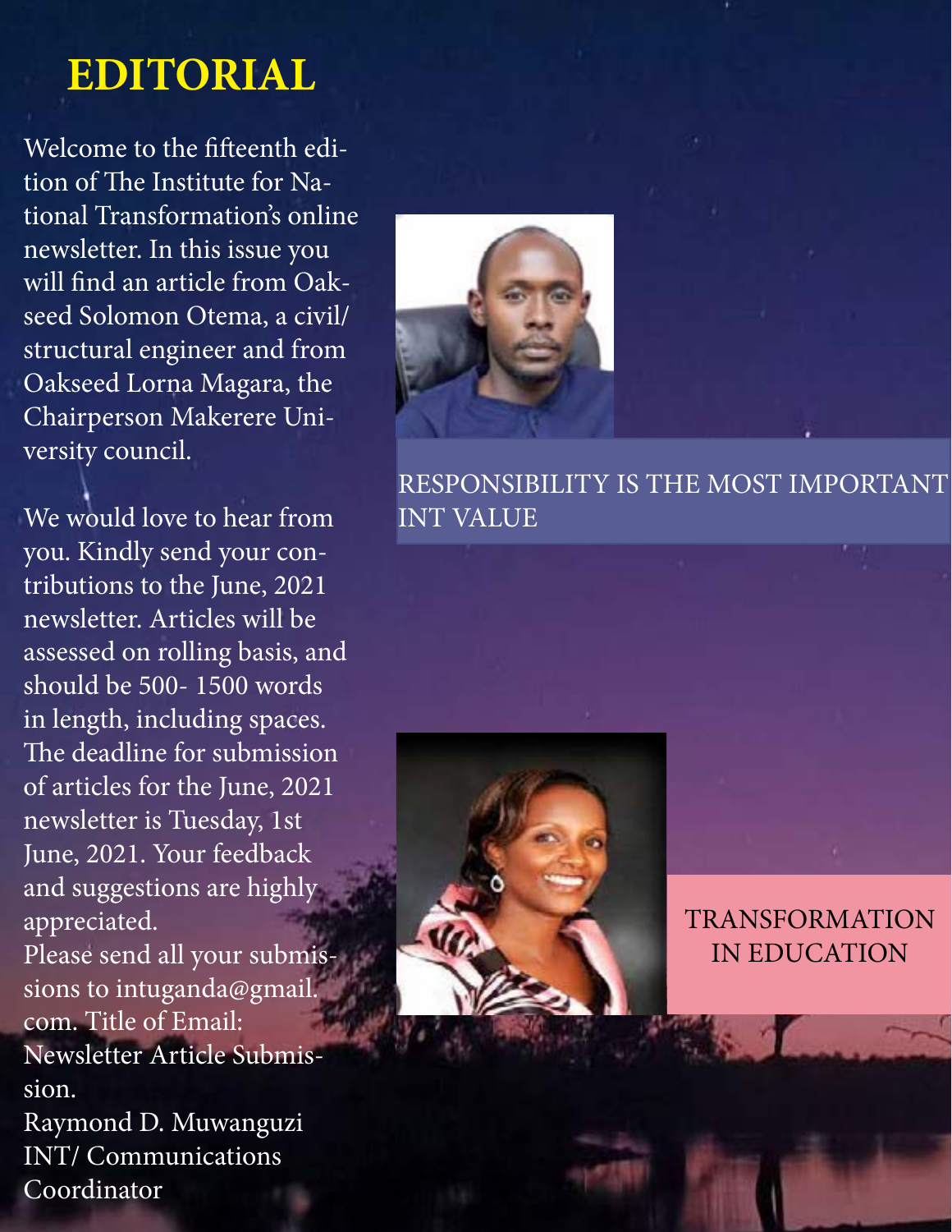# EDITORIAL

Welcome to the fifteenth edition of The Institute for National Transformation's online newsletter. In this issue you will find an article from Oakseed Solomon Otema, a civil/structural engineer and from Oakseed Lorna Magara, the Chairperson Makerere University council.

We would love to hear from you. Kindly send your contributions to the June, 2021 newsletter. Articles will be assessed on rolling basis, and should be 500- 1500 words in length, including spaces. The deadline for submission of articles for the June, 2021 newsletter is Tuesday, 1st June, 2021. Your feedback and suggestions are highly appreciated.

Please send all your submissions to intuganda@gmail.com. Title of Email: Newsletter Article Submission.

Raymond D. Muwanguzi
INT/ Communications Coordinator

RESPONSIBILITY IS THE MOST IMPORTANT INT VALUE

TRANSFORMATION IN EDUCATION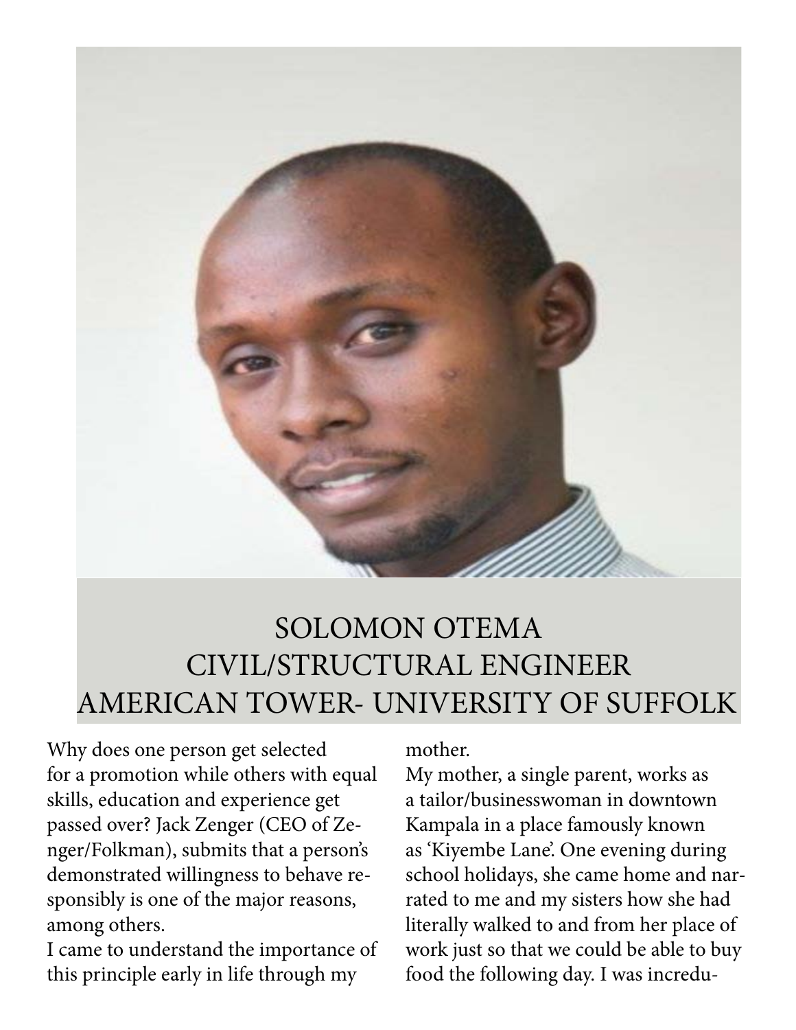# SOLOMON OTEMA
## CIVIL/STRUCTURAL ENGINEER
## AMERICAN TOWER- UNIVERSITY OF SUFFOLK

Why does one person get selected for a promotion while others with equal skills, education and experience get passed over? Jack Zenger (CEO of Zenger/Folkman), submits that a person's demonstrated willingness to behave responsibly is one of the major reasons, among others.

I came to understand the importance of this principle early in life through my mother.

My mother, a single parent, works as a tailor/businesswoman in downtown Kampala in a place famously known as 'Kiyembe Lane'. One evening during school holidays, she came home and narrated to me and my sisters how she had literally walked to and from her place of work just so that we could be able to buy food the following day. I was incredu-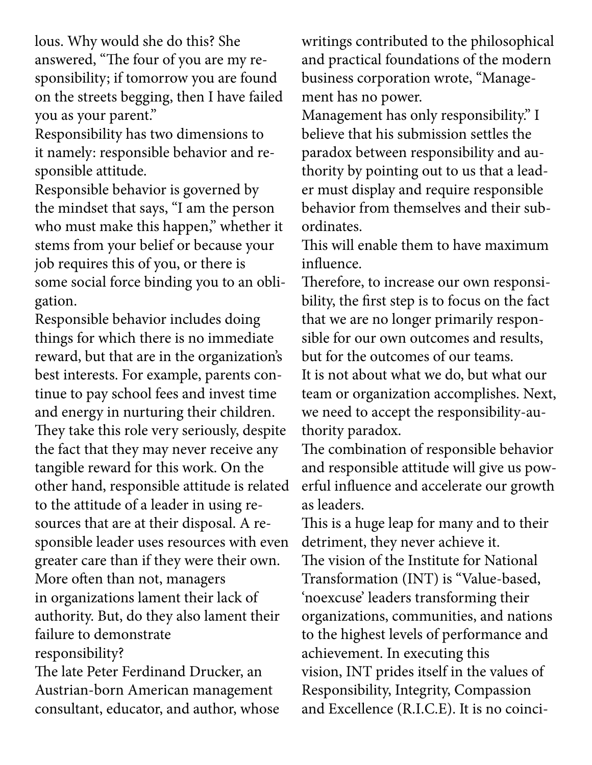lous. Why would she do this? She answered, "The four of you are my responsibility; if tomorrow you are found on the streets begging, then I have failed you as your parent."

Responsibility has two dimensions to it namely: responsible behavior and responsible attitude.

Responsible behavior is governed by the mindset that says, "I am the person who must make this happen," whether it stems from your belief or because your job requires this of you, or there is some social force binding you to an obligation.

Responsible behavior includes doing things for which there is no immediate reward, but that are in the organization's best interests. For example, parents continue to pay school fees and invest time and energy in nurturing their children. They take this role very seriously, despite the fact that they may never receive any tangible reward for this work. On the other hand, responsible attitude is related to the attitude of a leader in using resources that are at their disposal. A responsible leader uses resources with even greater care than if they were their own.

More often than not, managers in organizations lament their lack of authority. But, do they also lament their failure to demonstrate responsibility?

The late Peter Ferdinand Drucker, an Austrian-born American management consultant, educator, and author, whose writings contributed to the philosophical and practical foundations of the modern business corporation wrote, "Management has no power.

Management has only responsibility." I believe that his submission settles the paradox between responsibility and authority by pointing out to us that a leader must display and require responsible behavior from themselves and their subordinates.

This will enable them to have maximum influence.

Therefore, to increase our own responsibility, the first step is to focus on the fact that we are no longer primarily responsible for our own outcomes and results, but for the outcomes of our teams.

It is not about what we do, but what our team or organization accomplishes. Next, we need to accept the responsibility-authority paradox.

The combination of responsible behavior and responsible attitude will give us powerful influence and accelerate our growth as leaders.

This is a huge leap for many and to their detriment, they never achieve it.

The vision of the Institute for National Transformation (INT) is "Value-based, 'noexcuse' leaders transforming their organizations, communities, and nations to the highest levels of performance and achievement. In executing this vision, INT prides itself in the values of Responsibility, Integrity, Compassion and Excellence (R.I.C.E). It is no coinci-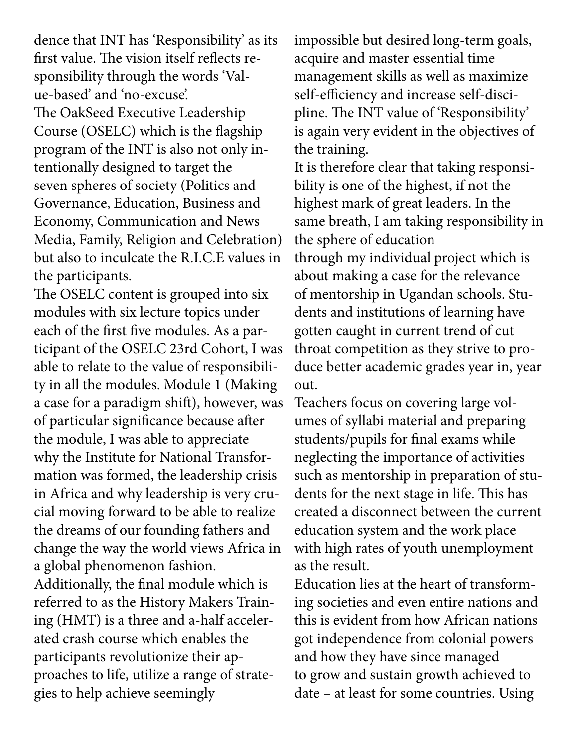dence that INT has 'Responsibility' as its first value. The vision itself reflects responsibility through the words 'Value-based' and 'no-excuse'.

The OakSeed Executive Leadership Course (OSELC) which is the flagship program of the INT is also not only intentionally designed to target the seven spheres of society (Politics and Governance, Education, Business and Economy, Communication and News Media, Family, Religion and Celebration) but also to inculcate the R.I.C.E values in the participants.

The OSELC content is grouped into six modules with six lecture topics under each of the first five modules. As a participant of the OSELC 23rd Cohort, I was able to relate to the value of responsibility in all the modules. Module 1 (Making a case for a paradigm shift), however, was of particular significance because after the module, I was able to appreciate why the Institute for National Transformation was formed, the leadership crisis in Africa and why leadership is very crucial moving forward to be able to realize the dreams of our founding fathers and change the way the world views Africa in a global phenomenon fashion.

Additionally, the final module which is referred to as the History Makers Training (HMT) is a three and a-half accelerated crash course which enables the participants revolutionize their approaches to life, utilize a range of strategies to help achieve seemingly impossible but desired long-term goals, acquire and master essential time management skills as well as maximize self-efficiency and increase self-discipline. The INT value of 'Responsibility' is again very evident in the objectives of the training.

It is therefore clear that taking responsibility is one of the highest, if not the highest mark of great leaders. In the same breath, I am taking responsibility in the sphere of education through my individual project which is about making a case for the relevance of mentorship in Ugandan schools. Students and institutions of learning have gotten caught in current trend of cut throat competition as they strive to produce better academic grades year in, year out.

Teachers focus on covering large volumes of syllabi material and preparing students/pupils for final exams while neglecting the importance of activities such as mentorship in preparation of students for the next stage in life. This has created a disconnect between the current education system and the work place with high rates of youth unemployment as the result.

Education lies at the heart of transforming societies and even entire nations and this is evident from how African nations got independence from colonial powers and how they have since managed to grow and sustain growth achieved to date – at least for some countries. Using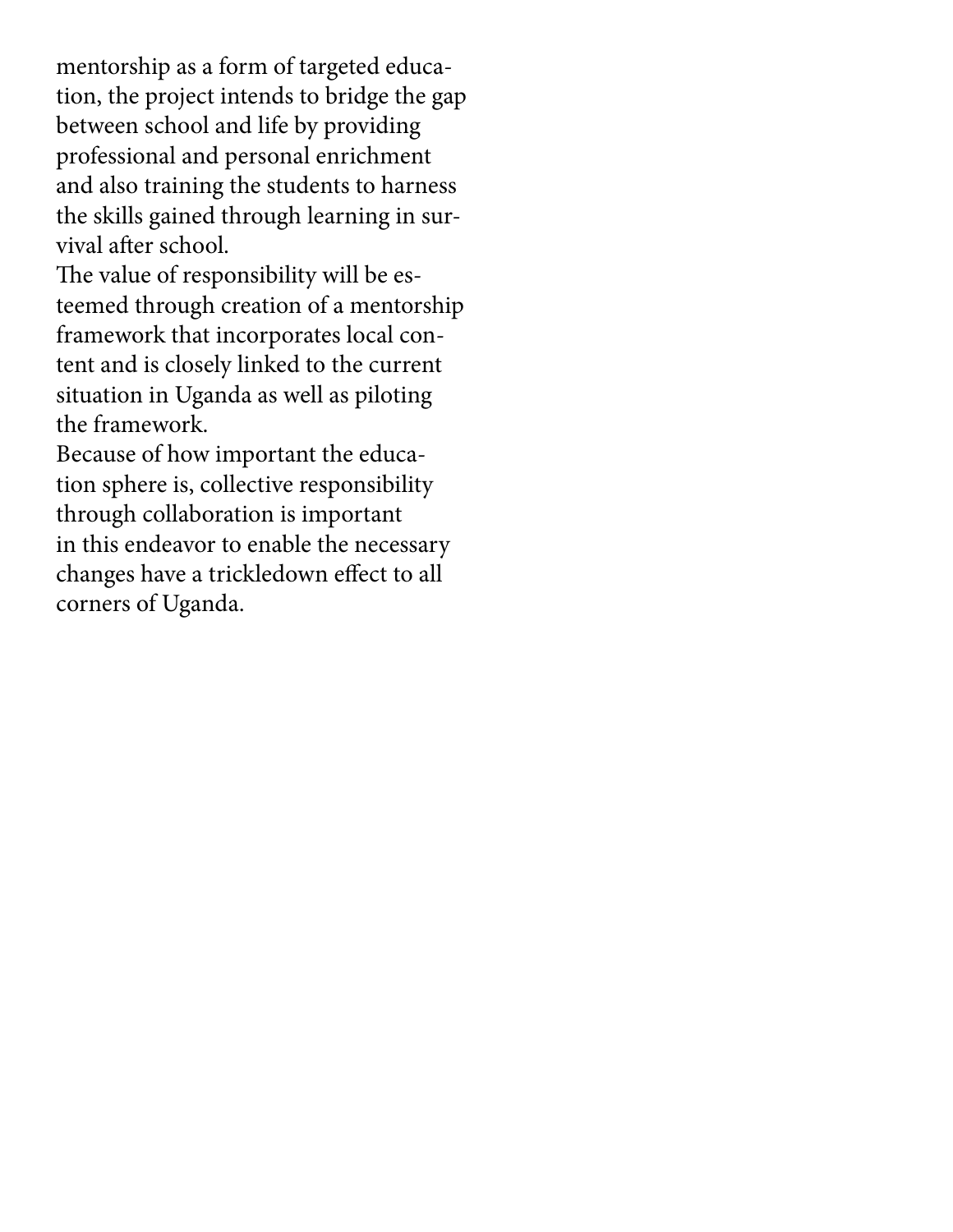mentorship as a form of targeted education, the project intends to bridge the gap between school and life by providing professional and personal enrichment and also training the students to harness the skills gained through learning in survival after school.

The value of responsibility will be esteemed through creation of a mentorship framework that incorporates local content and is closely linked to the current situation in Uganda as well as piloting the framework.

Because of how important the education sphere is, collective responsibility through collaboration is important in this endeavor to enable the necessary changes have a trickledown effect to all corners of Uganda.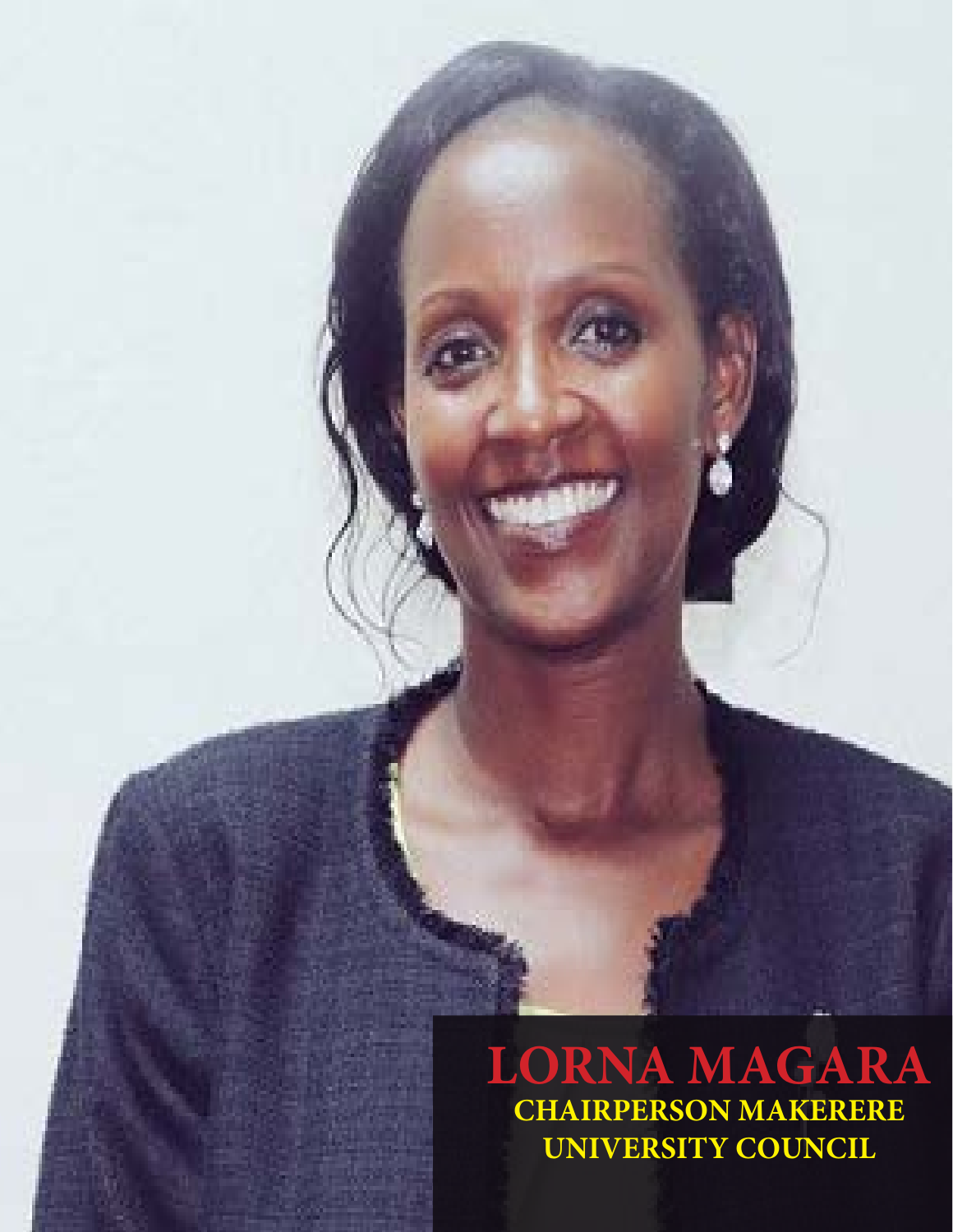**LORNA MAGARA**

**CHAIRPERSON MAKERERE UNIVERSITY COUNCIL**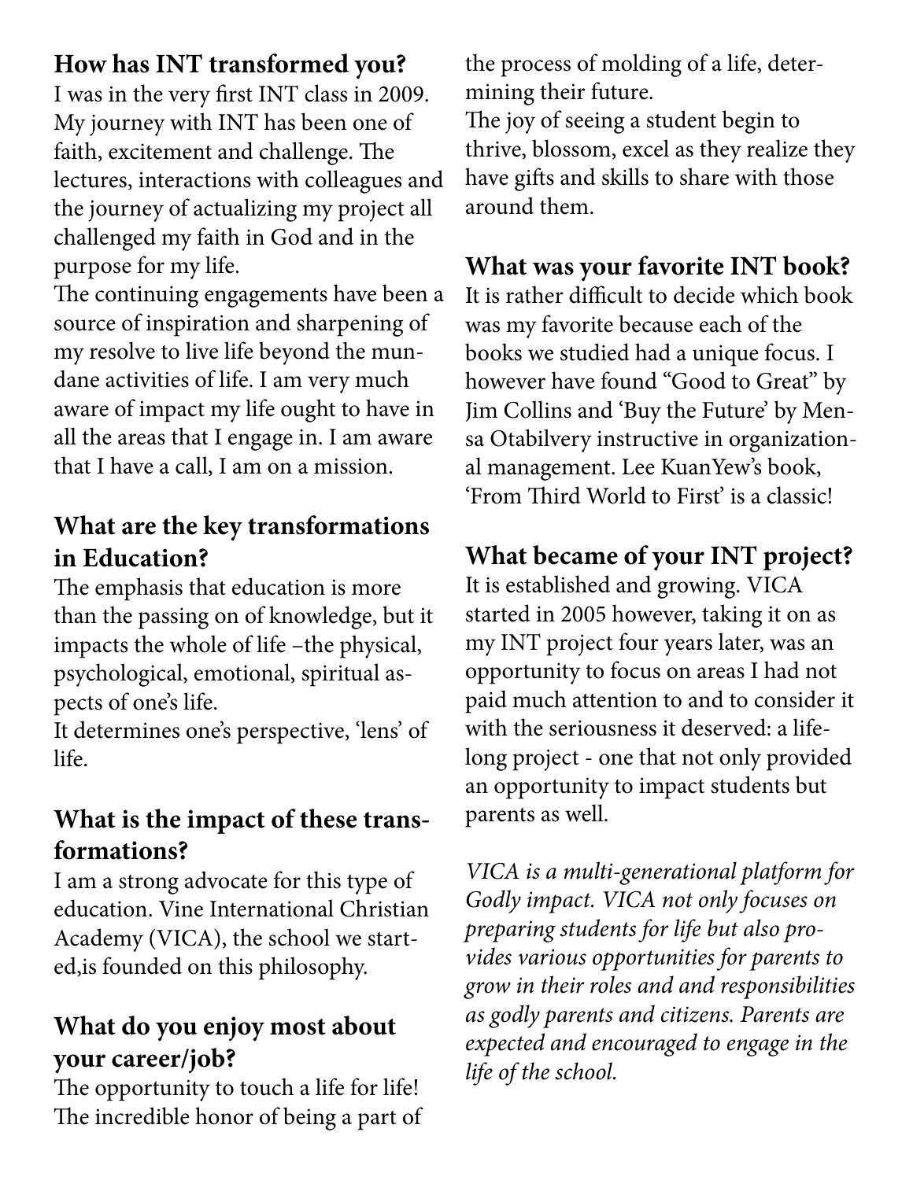## How has INT transformed you?

I was in the very first INT class in 2009. My journey with INT has been one of faith, excitement and challenge. The lectures, interactions with colleagues and the journey of actualizing my project all challenged my faith in God and in the purpose for my life.

The continuing engagements have been a source of inspiration and sharpening of my resolve to live life beyond the mundane activities of life. I am very much aware of impact my life ought to have in all the areas that I engage in. I am aware that I have a call, I am on a mission.

## What are the key transformations in Education?

The emphasis that education is more than the passing on of knowledge, but it impacts the whole of life –the physical, psychological, emotional, spiritual aspects of one's life.

It determines one's perspective, 'lens' of life.

## What is the impact of these transformations?

I am a strong advocate for this type of education. Vine International Christian Academy (VICA), the school we started,is founded on this philosophy.

## What do you enjoy most about your career/job?

The opportunity to touch a life for life! The incredible honor of being a part of the process of molding of a life, determining their future.

The joy of seeing a student begin to thrive, blossom, excel as they realize they have gifts and skills to share with those around them.

## What was your favorite INT book?

It is rather difficult to decide which book was my favorite because each of the books we studied had a unique focus. I however have found "Good to Great" by Jim Collins and 'Buy the Future' by Mensa Otabilvery instructive in organizational management. Lee KuanYew's book, 'From Third World to First' is a classic!

## What became of your INT project?

It is established and growing. VICA started in 2005 however, taking it on as my INT project four years later, was an opportunity to focus on areas I had not paid much attention to and to consider it with the seriousness it deserved: a lifelong project - one that not only provided an opportunity to impact students but parents as well.

*VICA is a multi-generational platform for Godly impact. VICA not only focuses on preparing students for life but also provides various opportunities for parents to grow in their roles and and responsibilities as godly parents and citizens. Parents are expected and encouraged to engage in the life of the school.*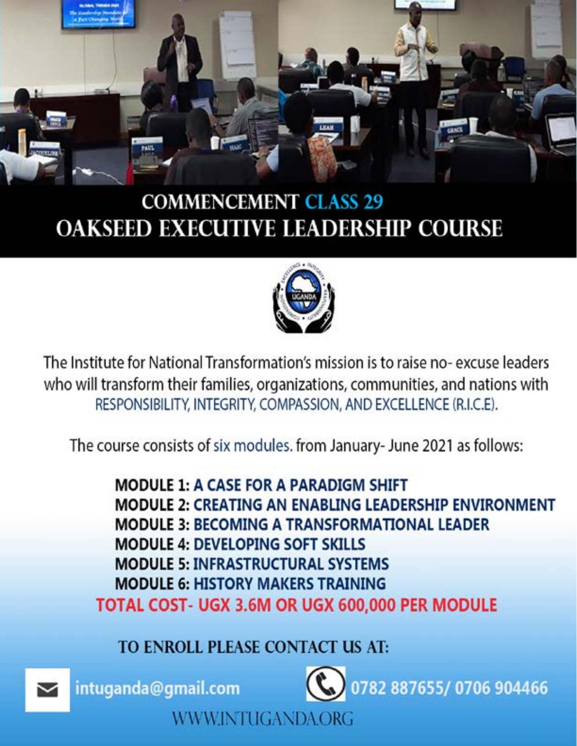# COMMENCEMENT CLASS 29
# OAKSEED EXECUTIVE LEADERSHIP COURSE

The Institute for National Transformation's mission is to raise no- excuse leaders who will transform their families, organizations, communities, and nations with RESPONSIBILITY, INTEGRITY, COMPASSION, AND EXCELLENCE (R.I.C.E).

The course consists of six modules. from January- June 2021 as follows:

**MODULE 1: A CASE FOR A PARADIGM SHIFT**
**MODULE 2: CREATING AN ENABLING LEADERSHIP ENVIRONMENT**
**MODULE 3: BECOMING A TRANSFORMATIONAL LEADER**
**MODULE 4: DEVELOPING SOFT SKILLS**
**MODULE 5: INFRASTRUCTURAL SYSTEMS**
**MODULE 6: HISTORY MAKERS TRAINING**

**TOTAL COST- UGX 3.6M OR UGX 600,000 PER MODULE**

## TO ENROLL PLEASE CONTACT US AT:

intuganda@gmail.com

0782 887655/ 0706 904466

WWW.INTUGANDA.ORG